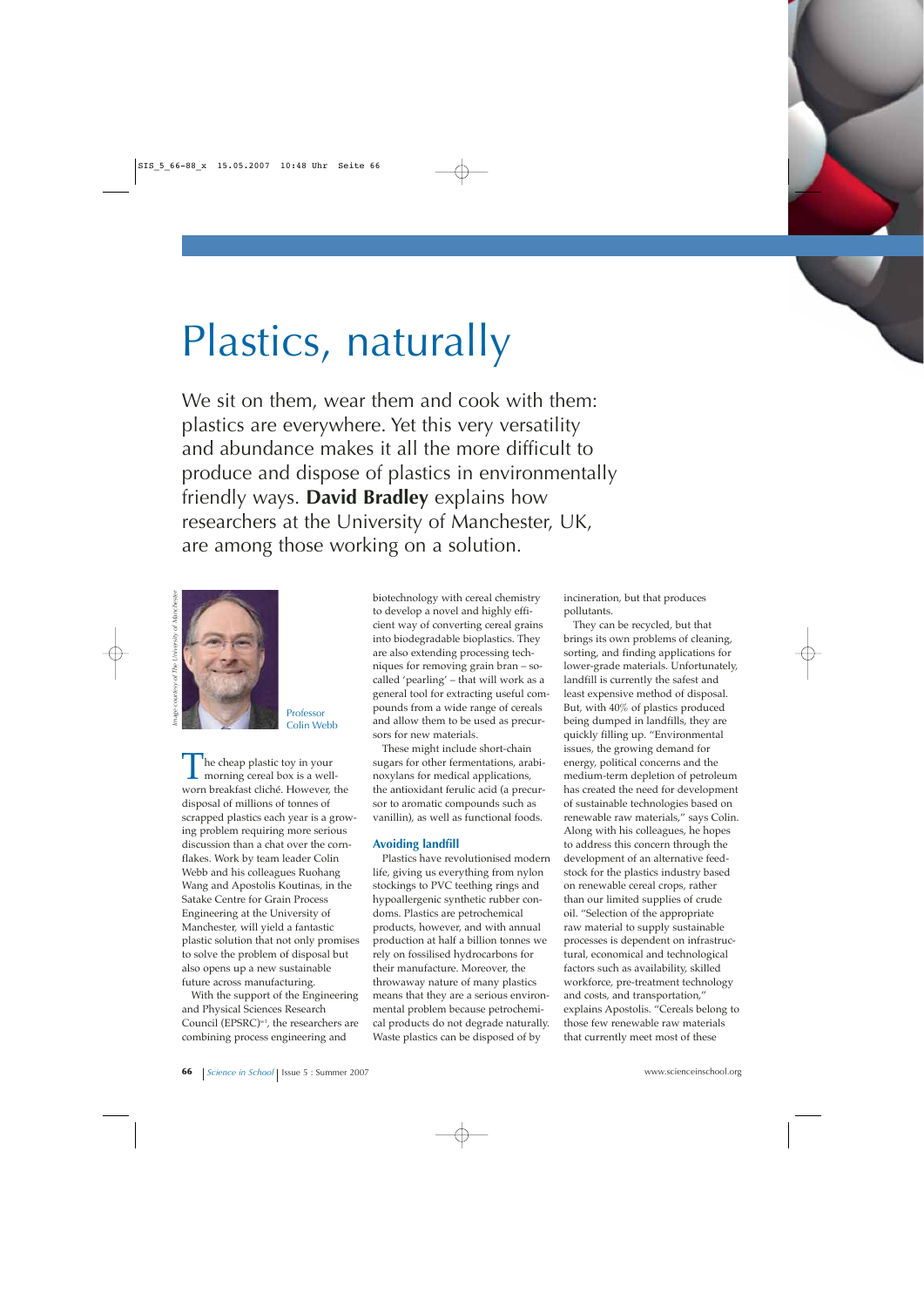# Plastics, naturally

We sit on them, wear them and cook with them: plastics are everywhere. Yet this very versatility and abundance makes it all the more difficult to produce and dispose of plastics in environmentally friendly ways. **David Bradley** explains how researchers at the University of Manchester, UK, are among those working on a solution.

*Image courtesy of The University of Manchester*

Professor Colin Webb

The cheap plastic toy in your morning cereal box is a well-worn breakfast cliché. However, the disposal of millions of tonnes of scrapped plastics each year is a growing problem requiring more serious discussion than a chat over the cornflakes. Work by team leader Colin Webb and his colleagues Ruohang Wang and Apostolis Koutinas, in the Satake Centre for Grain Process Engineering at the University of Manchester, will yield a fantastic plastic solution that not only promises to solve the problem of disposal but also opens up a new sustainable future across manufacturing.

With the support of the Engineering and Physical Sciences Research Council (EPSRC)[w1], the researchers are combining process engineering and biotechnology with cereal chemistry to develop a novel and highly efficient way of converting cereal grains into biodegradable bioplastics. They are also extending processing techniques for removing grain bran – so-called 'pearling' – that will work as a general tool for extracting useful compounds from a wide range of cereals and allow them to be used as precursors for new materials.

These might include short-chain sugars for other fermentations, arabinoxylans for medical applications, the antioxidant ferulic acid (a precursor to aromatic compounds such as vanillin), as well as functional foods.

## Avoiding landfill

Plastics have revolutionised modern life, giving us everything from nylon stockings to PVC teething rings and hypoallergenic synthetic rubber condoms. Plastics are petrochemical products, however, and with annual production at half a billion tonnes we rely on fossilised hydrocarbons for their manufacture. Moreover, the throwaway nature of many plastics means that they are a serious environmental problem because petrochemical products do not degrade naturally. Waste plastics can be disposed of by incineration, but that produces pollutants.

They can be recycled, but that brings its own problems of cleaning, sorting, and finding applications for lower-grade materials. Unfortunately, landfill is currently the safest and least expensive method of disposal. But, with 40% of plastics produced being dumped in landfills, they are quickly filling up. "Environmental issues, the growing demand for energy, political concerns and the medium-term depletion of petroleum has created the need for development of sustainable technologies based on renewable raw materials," says Colin. Along with his colleagues, he hopes to address this concern through the development of an alternative feedstock for the plastics industry based on renewable cereal crops, rather than our limited supplies of crude oil. "Selection of the appropriate raw material to supply sustainable processes is dependent on infrastructural, economical and technological factors such as availability, skilled workforce, pre-treatment technology and costs, and transportation," explains Apostolis. "Cereals belong to those few renewable raw materials that currently meet most of these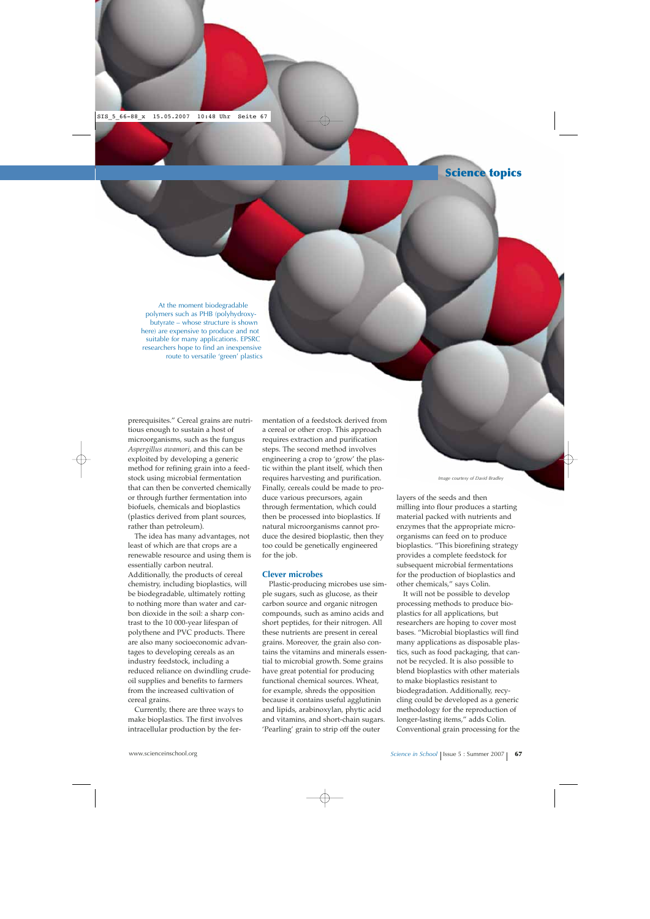At the moment biodegradable polymers such as PHB (polyhydroxybutyrate – whose structure is shown here) are expensive to produce and not suitable for many applications. EPSRC researchers hope to find an inexpensive route to versatile 'green' plastics

Image courtesy of David Bradley

prerequisites." Cereal grains are nutritious enough to sustain a host of microorganisms, such as the fungus *Aspergillus awamori*, and this can be exploited by developing a generic method for refining grain into a feedstock using microbial fermentation that can then be converted chemically or through further fermentation into biofuels, chemicals and bioplastics (plastics derived from plant sources, rather than petroleum).

The idea has many advantages, not least of which are that crops are a renewable resource and using them is essentially carbon neutral. Additionally, the products of cereal chemistry, including bioplastics, will be biodegradable, ultimately rotting to nothing more than water and carbon dioxide in the soil: a sharp contrast to the 10 000-year lifespan of polythene and PVC products. There are also many socioeconomic advantages to developing cereals as an industry feedstock, including a reduced reliance on dwindling crude-oil supplies and benefits to farmers from the increased cultivation of cereal grains.

Currently, there are three ways to make bioplastics. The first involves intracellular production by the fermentation of a feedstock derived from a cereal or other crop. This approach requires extraction and purification steps. The second method involves engineering a crop to 'grow' the plastic within the plant itself, which then requires harvesting and purification. Finally, cereals could be made to produce various precursors, again through fermentation, which could then be processed into bioplastics. If natural microorganisms cannot produce the desired bioplastic, then they too could be genetically engineered for the job.

## Clever microbes

Plastic-producing microbes use simple sugars, such as glucose, as their carbon source and organic nitrogen compounds, such as amino acids and short peptides, for their nitrogen. All these nutrients are present in cereal grains. Moreover, the grain also contains the vitamins and minerals essential to microbial growth. Some grains have great potential for producing functional chemical sources. Wheat, for example, shreds the opposition because it contains useful agglutinin and lipids, arabinoxylan, phytic acid and vitamins, and short-chain sugars. 'Pearling' grain to strip off the outer layers of the seeds and then milling into flour produces a starting material packed with nutrients and enzymes that the appropriate microorganisms can feed on to produce bioplastics. "This biorefining strategy provides a complete feedstock for subsequent microbial fermentations for the production of bioplastics and other chemicals," says Colin.

It will not be possible to develop processing methods to produce bioplastics for all applications, but researchers are hoping to cover most bases. "Microbial bioplastics will find many applications as disposable plastics, such as food packaging, that cannot be recycled. It is also possible to blend bioplastics with other materials to make bioplastics resistant to biodegradation. Additionally, recycling could be developed as a generic methodology for the reproduction of longer-lasting items," adds Colin. Conventional grain processing for the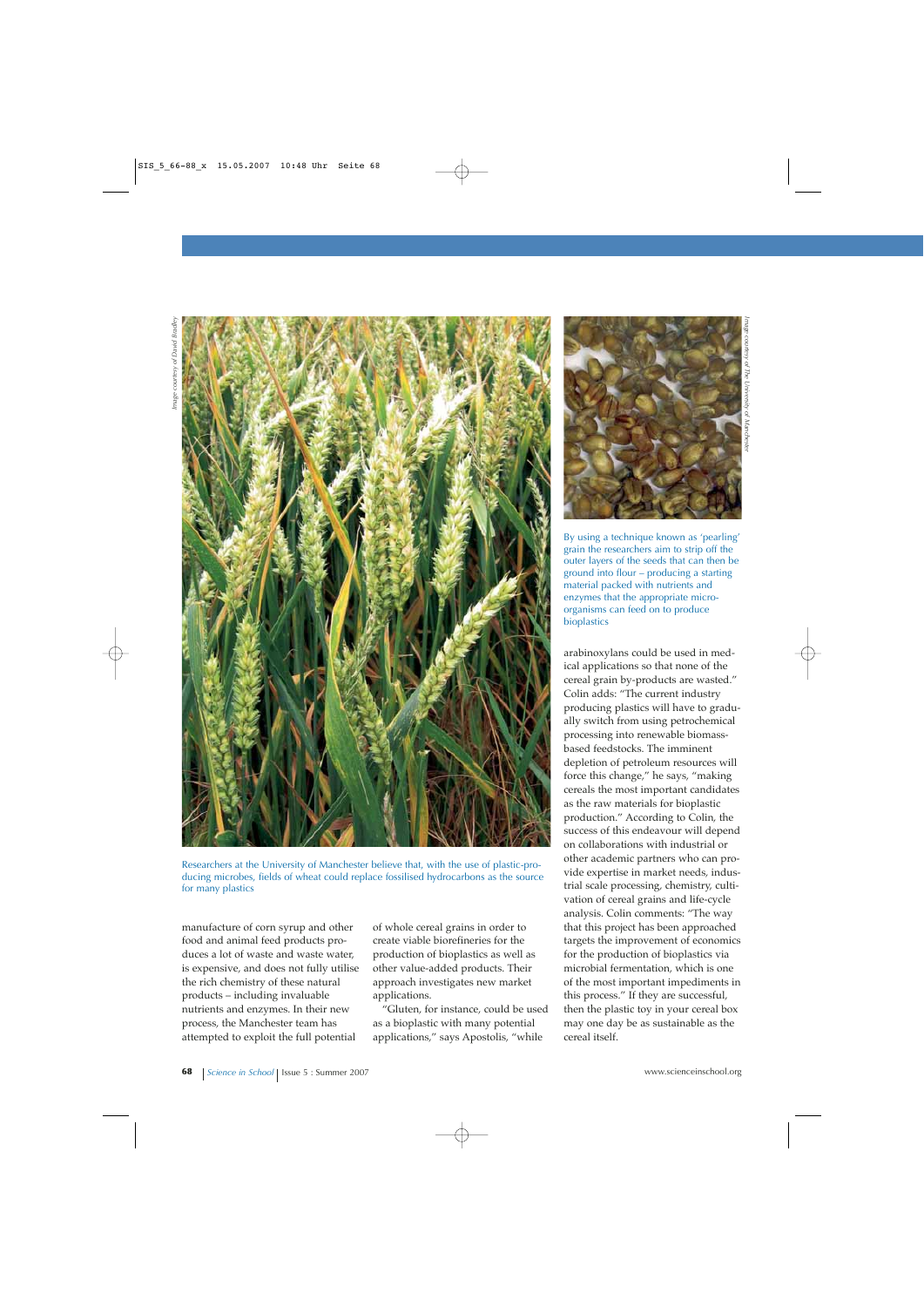Researchers at the University of Manchester believe that, with the use of plastic-producing microbes, fields of wheat could replace fossilised hydrocarbons as the source for many plastics

By using a technique known as 'pearling' grain the researchers aim to strip off the outer layers of the seeds that can then be ground into flour – producing a starting material packed with nutrients and enzymes that the appropriate micro-organisms can feed on to produce bioplastics

manufacture of corn syrup and other food and animal feed products produces a lot of waste and waste water, is expensive, and does not fully utilise the rich chemistry of these natural products – including invaluable nutrients and enzymes. In their new process, the Manchester team has attempted to exploit the full potential of whole cereal grains in order to create viable biorefineries for the production of bioplastics as well as other value-added products. Their approach investigates new market applications.

"Gluten, for instance, could be used as a bioplastic with many potential applications," says Apostolis, "while arabinoxylans could be used in medical applications so that none of the cereal grain by-products are wasted." Colin adds: "The current industry producing plastics will have to gradually switch from using petrochemical processing into renewable biomass-based feedstocks. The imminent depletion of petroleum resources will force this change," he says, "making cereals the most important candidates as the raw materials for bioplastic production." According to Colin, the success of this endeavour will depend on collaborations with industrial or other academic partners who can provide expertise in market needs, industrial scale processing, chemistry, cultivation of cereal grains and life-cycle analysis. Colin comments: "The way that this project has been approached targets the improvement of economics for the production of bioplastics via microbial fermentation, which is one of the most important impediments in this process." If they are successful, then the plastic toy in your cereal box may one day be as sustainable as the cereal itself.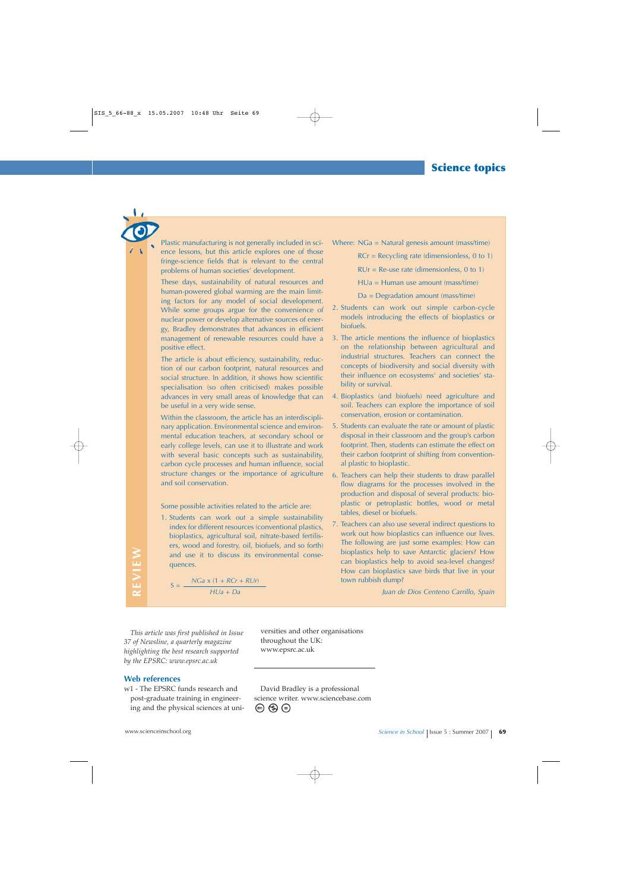# REVIEW

Plastic manufacturing is not generally included in science lessons, but this article explores one of those fringe-science fields that is relevant to the central problems of human societies' development.

These days, sustainability of natural resources and human-powered global warming are the main limiting factors for any model of social development. While some groups argue for the convenience of nuclear power or develop alternative sources of energy, Bradley demonstrates that advances in efficient management of renewable resources could have a positive effect.

The article is about efficiency, sustainability, reduction of our carbon footprint, natural resources and social structure. In addition, it shows how scientific specialisation (so often criticised) makes possible advances in very small areas of knowledge that can be useful in a very wide sense.

Within the classroom, the article has an interdisciplinary application. Environmental science and environmental education teachers, at secondary school or early college levels, can use it to illustrate and work with several basic concepts such as sustainability, carbon cycle processes and human influence, social structure changes or the importance of agriculture and soil conservation.

Some possible activities related to the article are:

1. Students can work out a simple sustainability index for different resources (conventional plastics, bioplastics, agricultural soil, nitrate-based fertilisers, wood and forestry, oil, biofuels, and so forth) and use it to discuss its environmental consequences.

$$S = \frac{NGa \times (1 + RCr + RUr)}{HUa + Da}$$

Where: NGa = Natural genesis amount (mass/time)

RCr = Recycling rate (dimensionless, 0 to 1)

RUr = Re-use rate (dimensionless, 0 to 1)

HUa = Human use amount (mass/time)

Da = Degradation amount (mass/time)

2. Students can work out simple carbon-cycle models introducing the effects of bioplastics or biofuels.
3. The article mentions the influence of bioplastics on the relationship between agricultural and industrial structures. Teachers can connect the concepts of biodiversity and social diversity with their influence on ecosystems' and societies' stability or survival.
4. Bioplastics (and biofuels) need agriculture and soil. Teachers can explore the importance of soil conservation, erosion or contamination.
5. Students can evaluate the rate or amount of plastic disposal in their classroom and the group's carbon footprint. Then, students can estimate the effect on their carbon footprint of shifting from conventional plastic to bioplastic.
6. Teachers can help their students to draw parallel flow diagrams for the processes involved in the production and disposal of several products: bioplastic or petroplastic bottles, wood or metal tables, diesel or biofuels.
7. Teachers can also use several indirect questions to work out how bioplastics can influence our lives. The following are just some examples: How can bioplastics help to save Antarctic glaciers? How can bioplastics help to avoid sea-level changes? How can bioplastics save birds that live in your town rubbish dump?

*Juan de Dios Centeno Carrillo, Spain*

*This article was first published in Issue 37 of Newsline, a quarterly magazine highlighting the best research supported by the EPSRC: www.epsrc.ac.uk*

## Web references

w1 - The EPSRC funds research and post-graduate training in engineering and the physical sciences at universities and other organisations throughout the UK: www.epsrc.ac.uk

David Bradley is a professional science writer. www.sciencebase.com